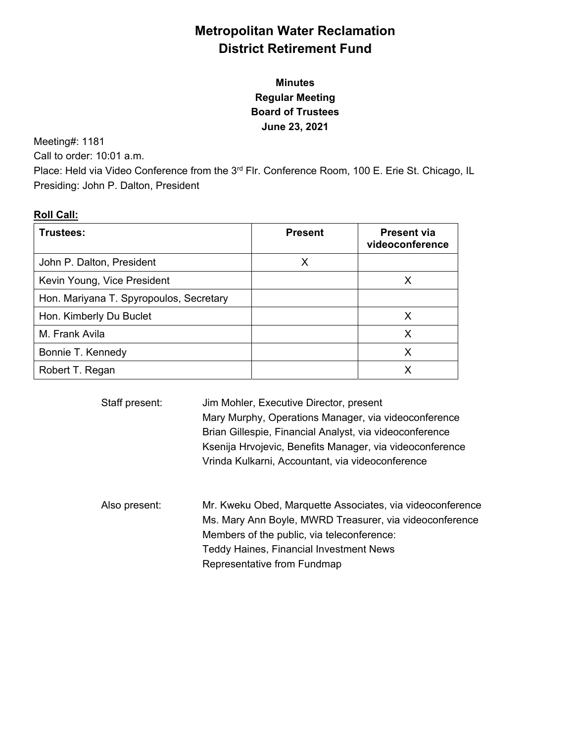# Metropolitan Water Reclamation District Retirement Fund

### Minutes
### Regular Meeting
### Board of Trustees
### June 23, 2021

Meeting#: 1181
Call to order: 10:01 a.m.
Place: Held via Video Conference from the 3rd Flr. Conference Room, 100 E. Erie St. Chicago, IL
Presiding: John P. Dalton, President

**Roll Call:**

| Trustees: | Present | Present via videoconference |
|---|---|---|
| John P. Dalton, President | X | |
| Kevin Young, Vice President | | X |
| Hon. Mariyana T. Spyropoulos, Secretary | | |
| Hon. Kimberly Du Buclet | | X |
| M. Frank Avila | | X |
| Bonnie T. Kennedy | | X |
| Robert T. Regan | | X |

Staff present:
- Jim Mohler, Executive Director, present
- Mary Murphy, Operations Manager, via videoconference
- Brian Gillespie, Financial Analyst, via videoconference
- Ksenija Hrvojevic, Benefits Manager, via videoconference
- Vrinda Kulkarni, Accountant, via videoconference

Also present:
- Mr. Kweku Obed, Marquette Associates, via videoconference
- Ms. Mary Ann Boyle, MWRD Treasurer, via videoconference
- Members of the public, via teleconference:
- Teddy Haines, Financial Investment News
- Representative from Fundmap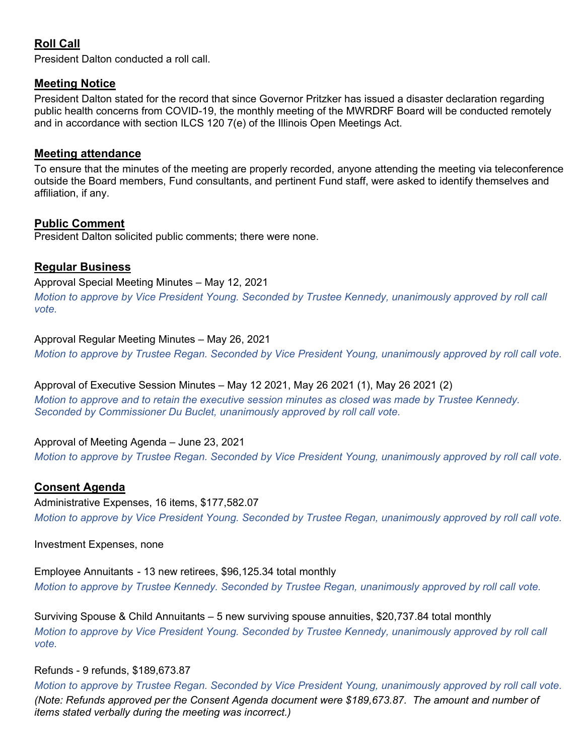## **Roll Call**

President Dalton conducted a roll call.

## **Meeting Notice**

President Dalton stated for the record that since Governor Pritzker has issued a disaster declaration regarding public health concerns from COVID-19, the monthly meeting of the MWRDRF Board will be conducted remotely and in accordance with section ILCS 120 7(e) of the Illinois Open Meetings Act.

## **Meeting attendance**

To ensure that the minutes of the meeting are properly recorded, anyone attending the meeting via teleconference outside the Board members, Fund consultants, and pertinent Fund staff, were asked to identify themselves and affiliation, if any.

## **Public Comment**

President Dalton solicited public comments; there were none.

## **Regular Business**

Approval Special Meeting Minutes – May 12, 2021

*Motion to approve by Vice President Young. Seconded by Trustee Kennedy, unanimously approved by roll call vote.*

Approval Regular Meeting Minutes – May 26, 2021

*Motion to approve by Trustee Regan. Seconded by Vice President Young, unanimously approved by roll call vote.*

Approval of Executive Session Minutes – May 12 2021, May 26 2021 (1), May 26 2021 (2)

*Motion to approve and to retain the executive session minutes as closed was made by Trustee Kennedy. Seconded by Commissioner Du Buclet, unanimously approved by roll call vote.*

Approval of Meeting Agenda – June 23, 2021

*Motion to approve by Trustee Regan. Seconded by Vice President Young, unanimously approved by roll call vote.*

## **Consent Agenda**

Administrative Expenses, 16 items, $177,582.07

*Motion to approve by Vice President Young. Seconded by Trustee Regan, unanimously approved by roll call vote.*

Investment Expenses, none

Employee Annuitants - 13 new retirees, $96,125.34 total monthly

*Motion to approve by Trustee Kennedy. Seconded by Trustee Regan, unanimously approved by roll call vote.*

Surviving Spouse & Child Annuitants – 5 new surviving spouse annuities, $20,737.84 total monthly

*Motion to approve by Vice President Young. Seconded by Trustee Kennedy, unanimously approved by roll call vote.*

Refunds - 9 refunds, $189,673.87

*Motion to approve by Trustee Regan. Seconded by Vice President Young, unanimously approved by roll call vote.*

*(Note: Refunds approved per the Consent Agenda document were $189,673.87. The amount and number of items stated verbally during the meeting was incorrect.)*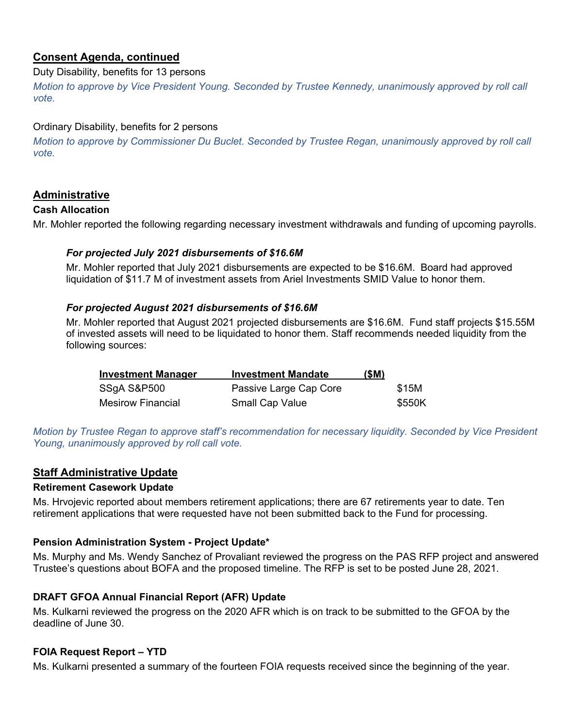## Consent Agenda, continued

Duty Disability, benefits for 13 persons

*Motion to approve by Vice President Young. Seconded by Trustee Kennedy, unanimously approved by roll call vote.*

Ordinary Disability, benefits for 2 persons

*Motion to approve by Commissioner Du Buclet. Seconded by Trustee Regan, unanimously approved by roll call vote.*

## Administrative

**Cash Allocation**

Mr. Mohler reported the following regarding necessary investment withdrawals and funding of upcoming payrolls.

***For projected July 2021 disbursements of $16.6M***

Mr. Mohler reported that July 2021 disbursements are expected to be $16.6M. Board had approved liquidation of $11.7 M of investment assets from Ariel Investments SMID Value to honor them.

***For projected August 2021 disbursements of $16.6M***

Mr. Mohler reported that August 2021 projected disbursements are $16.6M. Fund staff projects $15.55M of invested assets will need to be liquidated to honor them. Staff recommends needed liquidity from the following sources:

| Investment Manager | Investment Mandate | ($M) |
|---|---|---|
| SSgA S&P500 | Passive Large Cap Core | $15M |
| Mesirow Financial | Small Cap Value | $550K |

*Motion by Trustee Regan to approve staff's recommendation for necessary liquidity. Seconded by Vice President Young, unanimously approved by roll call vote.*

## Staff Administrative Update

**Retirement Casework Update**

Ms. Hrvojevic reported about members retirement applications; there are 67 retirements year to date. Ten retirement applications that were requested have not been submitted back to the Fund for processing.

**Pension Administration System - Project Update***

Ms. Murphy and Ms. Wendy Sanchez of Provaliant reviewed the progress on the PAS RFP project and answered Trustee's questions about BOFA and the proposed timeline. The RFP is set to be posted June 28, 2021.

**DRAFT GFOA Annual Financial Report (AFR) Update**

Ms. Kulkarni reviewed the progress on the 2020 AFR which is on track to be submitted to the GFOA by the deadline of June 30.

**FOIA Request Report – YTD**

Ms. Kulkarni presented a summary of the fourteen FOIA requests received since the beginning of the year.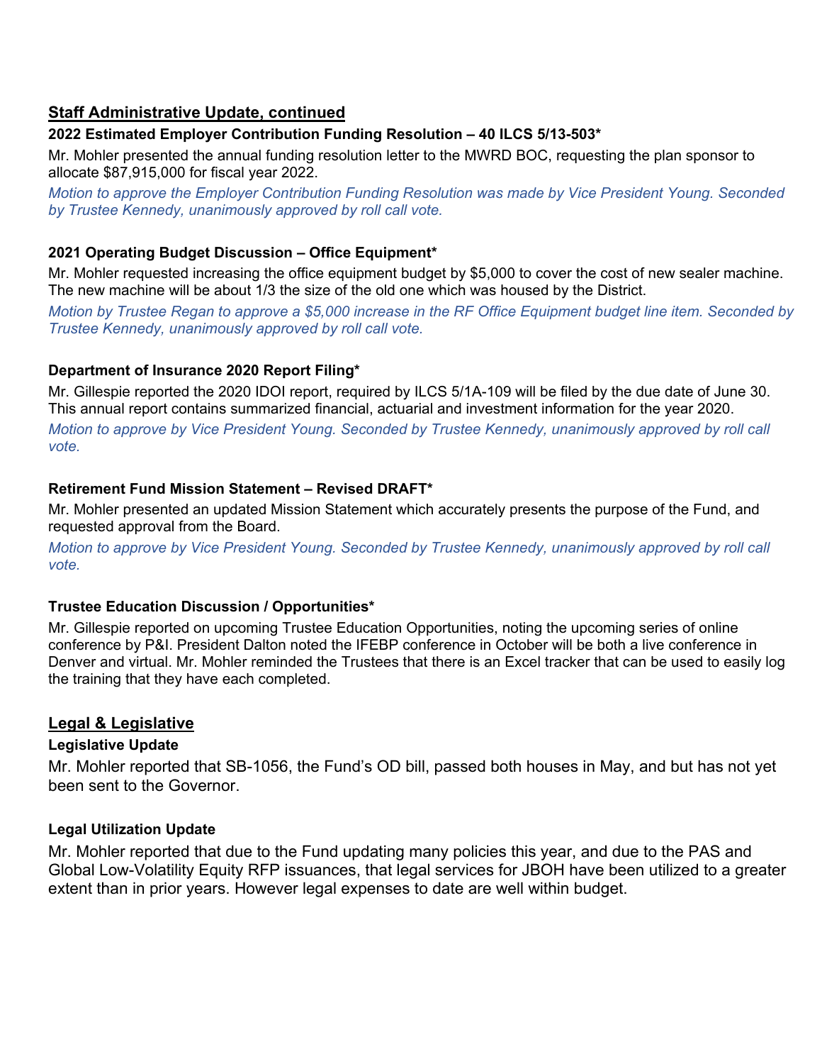## Staff Administrative Update, continued

### 2022 Estimated Employer Contribution Funding Resolution – 40 ILCS 5/13-503*

Mr. Mohler presented the annual funding resolution letter to the MWRD BOC, requesting the plan sponsor to allocate $87,915,000 for fiscal year 2022.

*Motion to approve the Employer Contribution Funding Resolution was made by Vice President Young. Seconded by Trustee Kennedy, unanimously approved by roll call vote.*

### 2021 Operating Budget Discussion – Office Equipment*

Mr. Mohler requested increasing the office equipment budget by $5,000 to cover the cost of new sealer machine. The new machine will be about 1/3 the size of the old one which was housed by the District.

*Motion by Trustee Regan to approve a $5,000 increase in the RF Office Equipment budget line item. Seconded by Trustee Kennedy, unanimously approved by roll call vote.*

### Department of Insurance 2020 Report Filing*

Mr. Gillespie reported the 2020 IDOI report, required by ILCS 5/1A-109 will be filed by the due date of June 30. This annual report contains summarized financial, actuarial and investment information for the year 2020.

*Motion to approve by Vice President Young. Seconded by Trustee Kennedy, unanimously approved by roll call vote.*

### Retirement Fund Mission Statement – Revised DRAFT*

Mr. Mohler presented an updated Mission Statement which accurately presents the purpose of the Fund, and requested approval from the Board.

*Motion to approve by Vice President Young. Seconded by Trustee Kennedy, unanimously approved by roll call vote.*

### Trustee Education Discussion / Opportunities*

Mr. Gillespie reported on upcoming Trustee Education Opportunities, noting the upcoming series of online conference by P&I. President Dalton noted the IFEBP conference in October will be both a live conference in Denver and virtual. Mr. Mohler reminded the Trustees that there is an Excel tracker that can be used to easily log the training that they have each completed.

## Legal & Legislative

### Legislative Update

Mr. Mohler reported that SB-1056, the Fund's OD bill, passed both houses in May, and but has not yet been sent to the Governor.

### Legal Utilization Update

Mr. Mohler reported that due to the Fund updating many policies this year, and due to the PAS and Global Low-Volatility Equity RFP issuances, that legal services for JBOH have been utilized to a greater extent than in prior years. However legal expenses to date are well within budget.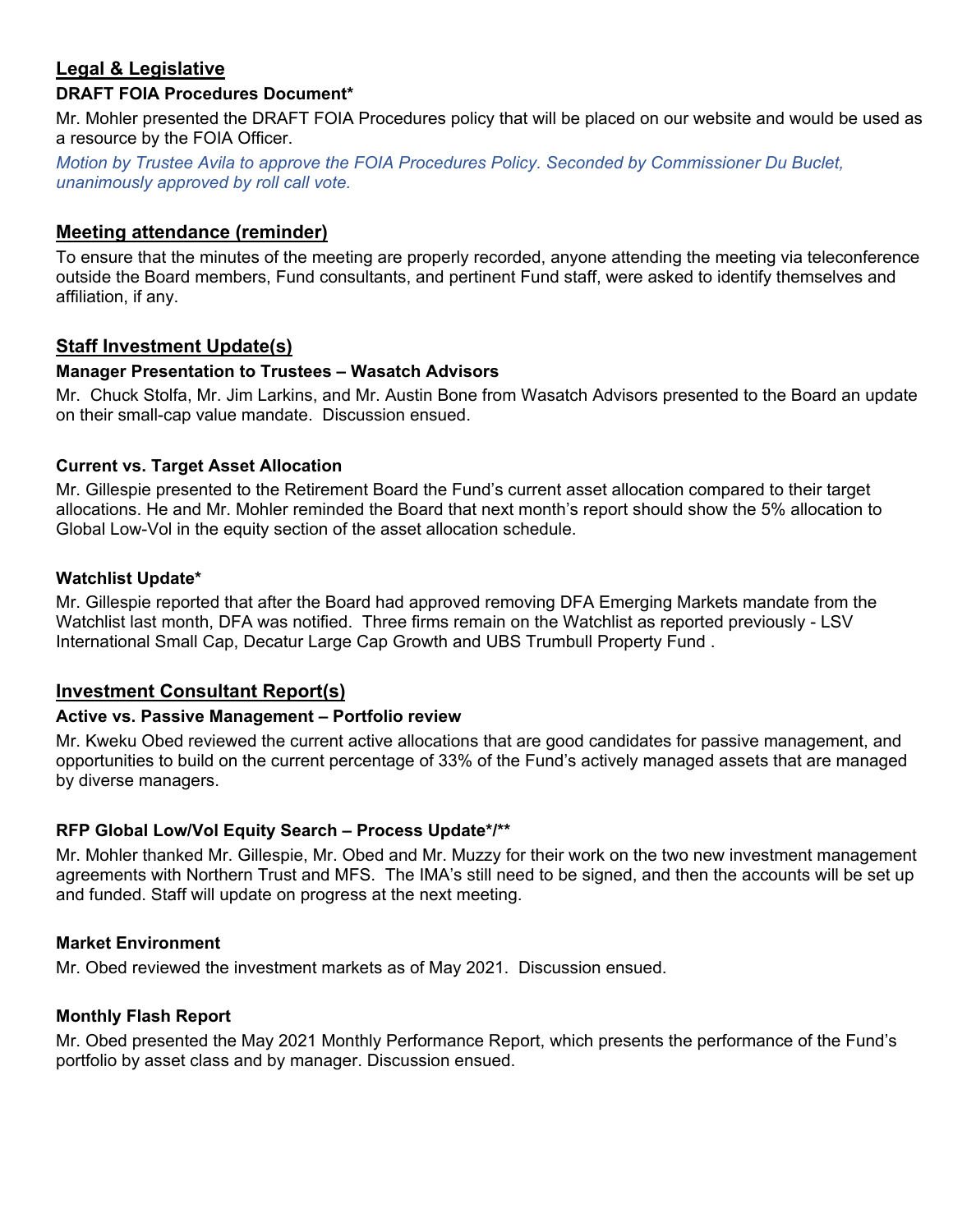## Legal & Legislative

### DRAFT FOIA Procedures Document*

Mr. Mohler presented the DRAFT FOIA Procedures policy that will be placed on our website and would be used as a resource by the FOIA Officer.

*Motion by Trustee Avila to approve the FOIA Procedures Policy. Seconded by Commissioner Du Buclet, unanimously approved by roll call vote.*

## Meeting attendance (reminder)

To ensure that the minutes of the meeting are properly recorded, anyone attending the meeting via teleconference outside the Board members, Fund consultants, and pertinent Fund staff, were asked to identify themselves and affiliation, if any.

## Staff Investment Update(s)

### Manager Presentation to Trustees – Wasatch Advisors

Mr. Chuck Stolfa, Mr. Jim Larkins, and Mr. Austin Bone from Wasatch Advisors presented to the Board an update on their small-cap value mandate. Discussion ensued.

### Current vs. Target Asset Allocation

Mr. Gillespie presented to the Retirement Board the Fund's current asset allocation compared to their target allocations. He and Mr. Mohler reminded the Board that next month's report should show the 5% allocation to Global Low-Vol in the equity section of the asset allocation schedule.

### Watchlist Update*

Mr. Gillespie reported that after the Board had approved removing DFA Emerging Markets mandate from the Watchlist last month, DFA was notified. Three firms remain on the Watchlist as reported previously - LSV International Small Cap, Decatur Large Cap Growth and UBS Trumbull Property Fund .

## Investment Consultant Report(s)

### Active vs. Passive Management – Portfolio review

Mr. Kweku Obed reviewed the current active allocations that are good candidates for passive management, and opportunities to build on the current percentage of 33% of the Fund's actively managed assets that are managed by diverse managers.

### RFP Global Low/Vol Equity Search – Process Update*/**

Mr. Mohler thanked Mr. Gillespie, Mr. Obed and Mr. Muzzy for their work on the two new investment management agreements with Northern Trust and MFS. The IMA's still need to be signed, and then the accounts will be set up and funded. Staff will update on progress at the next meeting.

### Market Environment

Mr. Obed reviewed the investment markets as of May 2021. Discussion ensued.

### Monthly Flash Report

Mr. Obed presented the May 2021 Monthly Performance Report, which presents the performance of the Fund's portfolio by asset class and by manager. Discussion ensued.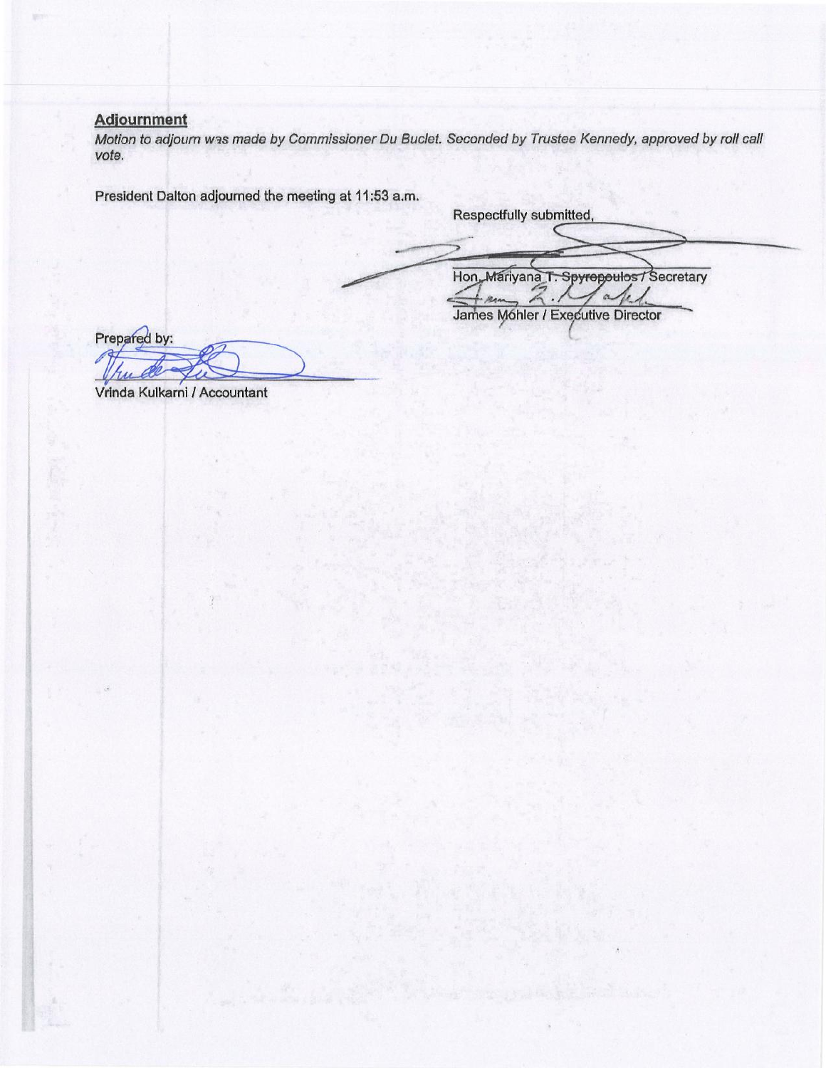## Adjournment

*Motion to adjourn was made by Commissioner Du Buclet. Seconded by Trustee Kennedy, approved by roll call vote.*

President Dalton adjourned the meeting at 11:53 a.m.

Respectfully submitted,

Hon. Mariyana T. Spyropoulos / Secretary

James Mohler / Executive Director

Prepared by:

Vrinda Kulkarni / Accountant